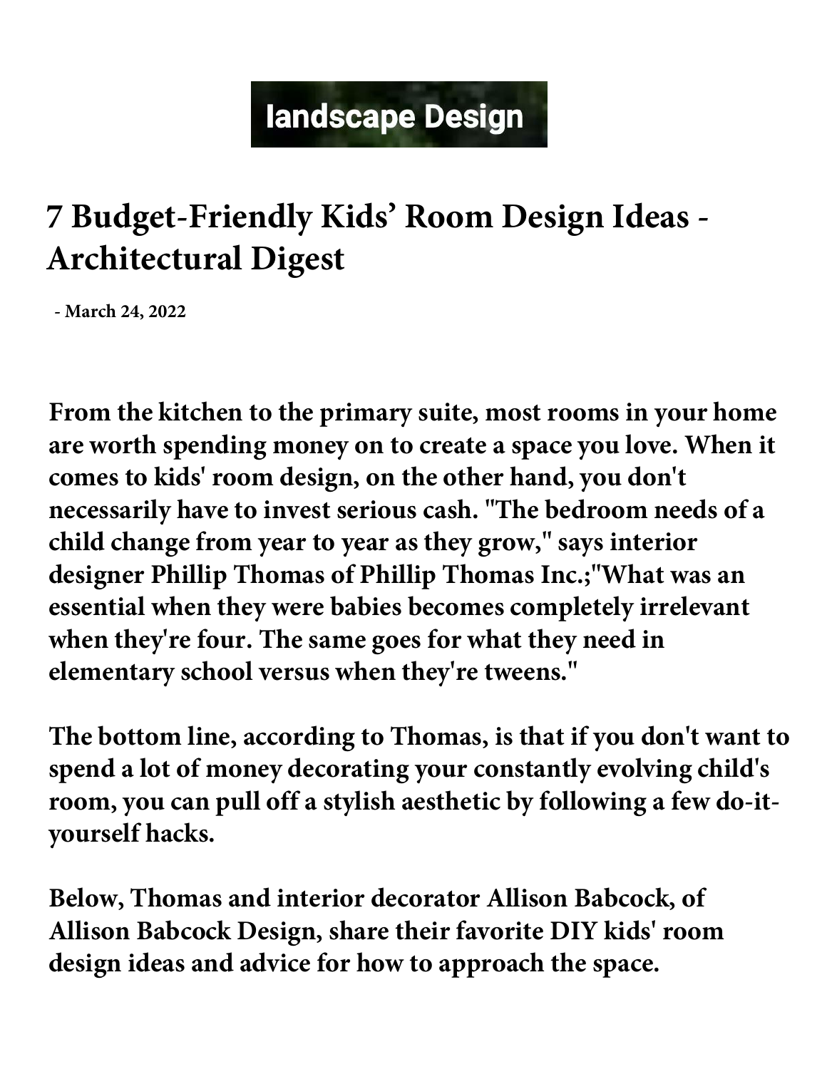landscape Design

# 7 Budget-Friendly Kids' Room Design Ideas - Architectural Digest

- March 24, 2022

**From the kitchen to the primary suite, most rooms in your home are worth spending money on to create a space you love. When it comes to kids' room design, on the other hand, you don't necessarily have to invest serious cash. "The bedroom needs of a child change from year to year as they grow," says interior designer Phillip Thomas of Phillip Thomas Inc.;"What was an essential when they were babies becomes completely irrelevant when they're four. The same goes for what they need in elementary school versus when they're tweens."**

**The bottom line, according to Thomas, is that if you don't want to spend a lot of money decorating your constantly evolving child's room, you can pull off a stylish aesthetic by following a few do-it-yourself hacks.**

**Below, Thomas and interior decorator Allison Babcock, of Allison Babcock Design, share their favorite DIY kids' room design ideas and advice for how to approach the space.**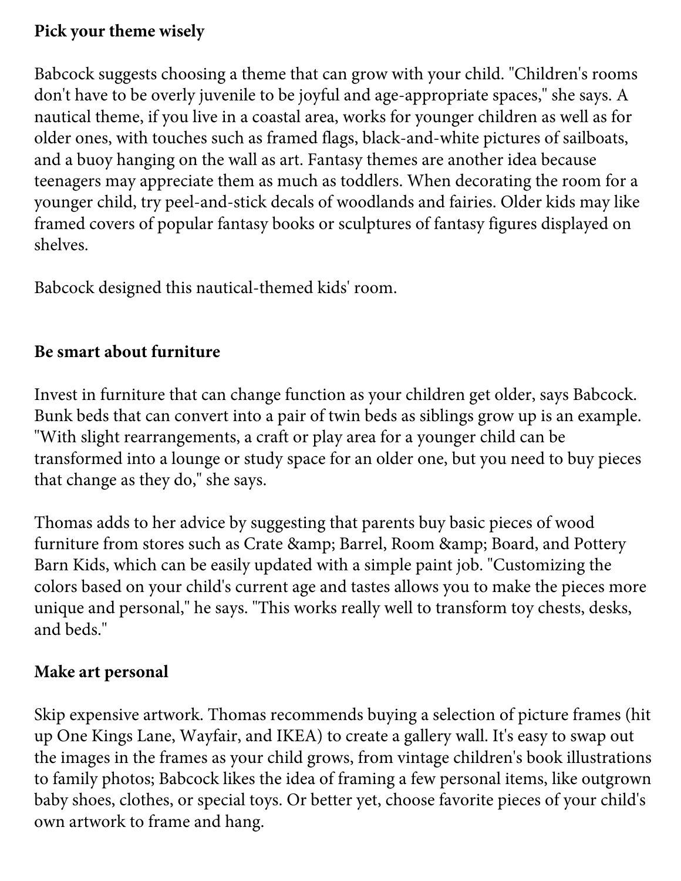**Pick your theme wisely**

Babcock suggests choosing a theme that can grow with your child. "Children's rooms don't have to be overly juvenile to be joyful and age-appropriate spaces," she says. A nautical theme, if you live in a coastal area, works for younger children as well as for older ones, with touches such as framed flags, black-and-white pictures of sailboats, and a buoy hanging on the wall as art. Fantasy themes are another idea because teenagers may appreciate them as much as toddlers. When decorating the room for a younger child, try peel-and-stick decals of woodlands and fairies. Older kids may like framed covers of popular fantasy books or sculptures of fantasy figures displayed on shelves.

Babcock designed this nautical-themed kids' room.

**Be smart about furniture**

Invest in furniture that can change function as your children get older, says Babcock. Bunk beds that can convert into a pair of twin beds as siblings grow up is an example. "With slight rearrangements, a craft or play area for a younger child can be transformed into a lounge or study space for an older one, but you need to buy pieces that change as they do," she says.

Thomas adds to her advice by suggesting that parents buy basic pieces of wood furniture from stores such as Crate &amp; Barrel, Room &amp; Board, and Pottery Barn Kids, which can be easily updated with a simple paint job. "Customizing the colors based on your child's current age and tastes allows you to make the pieces more unique and personal," he says. "This works really well to transform toy chests, desks, and beds."

**Make art personal**

Skip expensive artwork. Thomas recommends buying a selection of picture frames (hit up One Kings Lane, Wayfair, and IKEA) to create a gallery wall. It's easy to swap out the images in the frames as your child grows, from vintage children's book illustrations to family photos; Babcock likes the idea of framing a few personal items, like outgrown baby shoes, clothes, or special toys. Or better yet, choose favorite pieces of your child's own artwork to frame and hang.